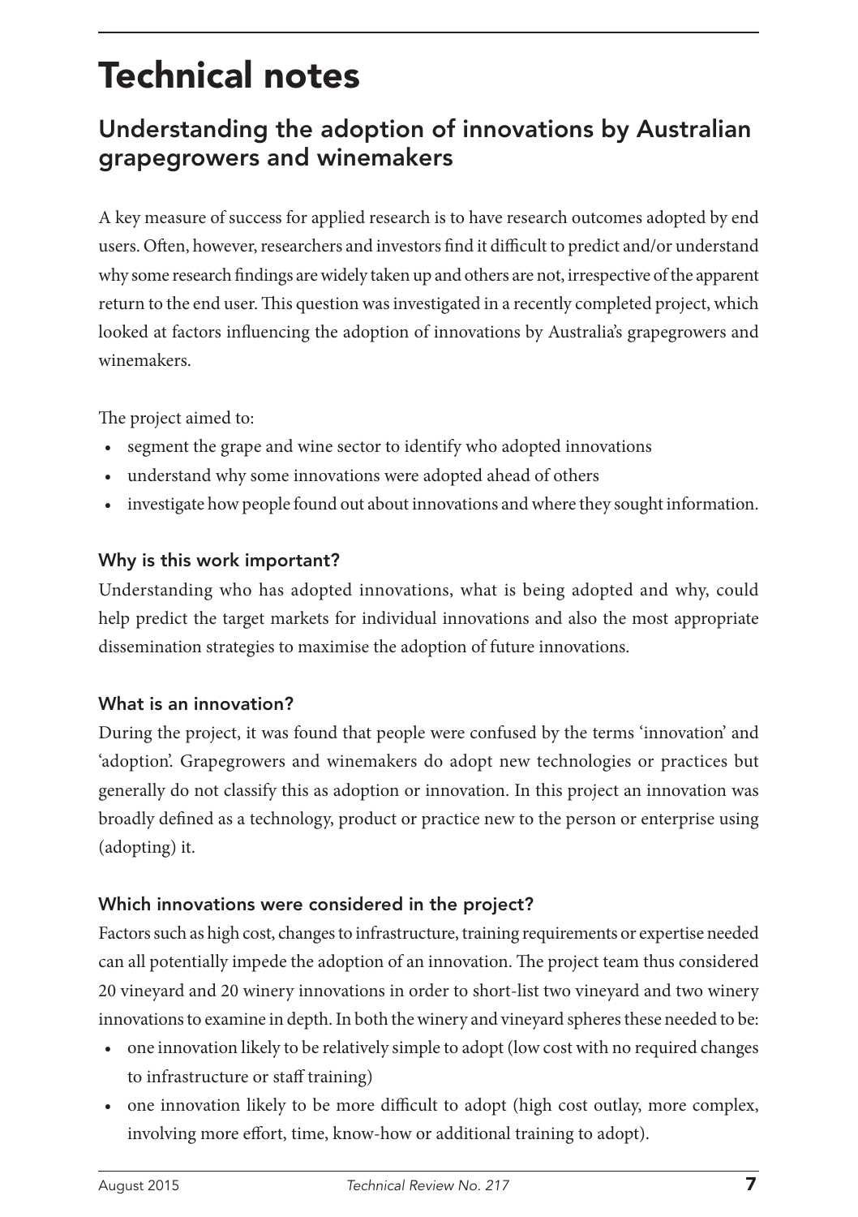# Technical notes

## Understanding the adoption of innovations by Australian grapegrowers and winemakers

A key measure of success for applied research is to have research outcomes adopted by end users. Often, however, researchers and investors find it difficult to predict and/or understand why some research findings are widely taken up and others are not, irrespective of the apparent return to the end user. This question was investigated in a recently completed project, which looked at factors influencing the adoption of innovations by Australia's grapegrowers and winemakers.

The project aimed to:

- segment the grape and wine sector to identify who adopted innovations
- understand why some innovations were adopted ahead of others
- investigate how people found out about innovations and where they sought information.

### Why is this work important?

Understanding who has adopted innovations, what is being adopted and why, could help predict the target markets for individual innovations and also the most appropriate dissemination strategies to maximise the adoption of future innovations.

### What is an innovation?

During the project, it was found that people were confused by the terms 'innovation' and 'adoption'. Grapegrowers and winemakers do adopt new technologies or practices but generally do not classify this as adoption or innovation. In this project an innovation was broadly defined as a technology, product or practice new to the person or enterprise using (adopting) it.

### Which innovations were considered in the project?

Factors such as high cost, changes to infrastructure, training requirements or expertise needed can all potentially impede the adoption of an innovation. The project team thus considered 20 vineyard and 20 winery innovations in order to short-list two vineyard and two winery innovations to examine in depth. In both the winery and vineyard spheres these needed to be:

- one innovation likely to be relatively simple to adopt (low cost with no required changes to infrastructure or staff training)
- one innovation likely to be more difficult to adopt (high cost outlay, more complex, involving more effort, time, know-how or additional training to adopt).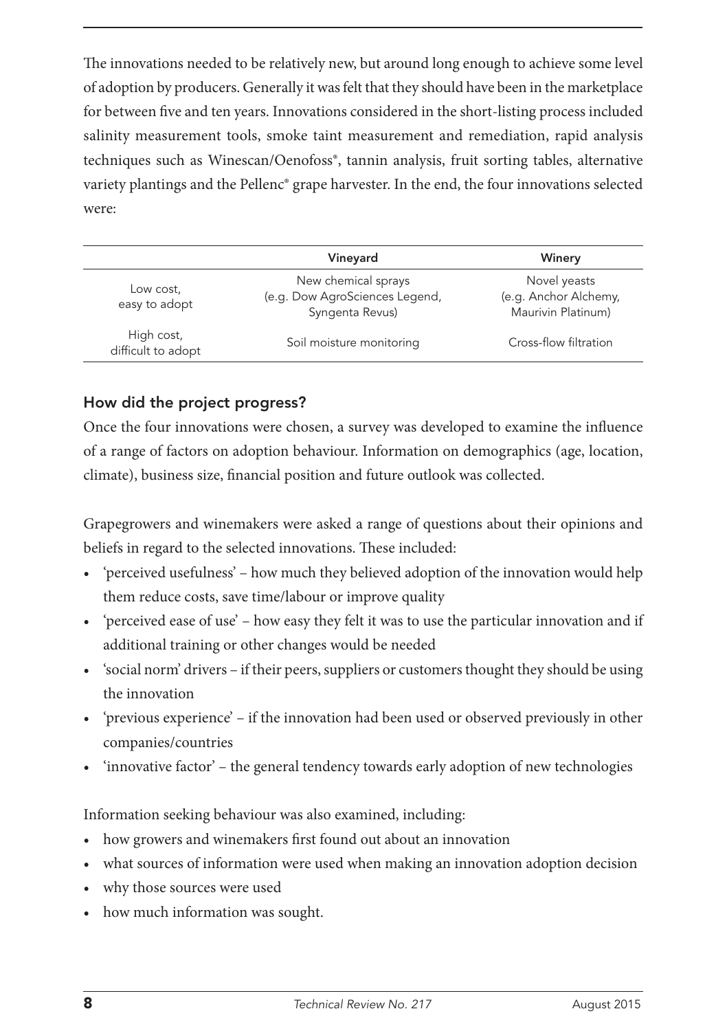The innovations needed to be relatively new, but around long enough to achieve some level of adoption by producers. Generally it was felt that they should have been in the marketplace for between five and ten years. Innovations considered in the short-listing process included salinity measurement tools, smoke taint measurement and remediation, rapid analysis techniques such as Winescan/Oenofoss®, tannin analysis, fruit sorting tables, alternative variety plantings and the Pellenc® grape harvester. In the end, the four innovations selected were:

| | Vineyard | Winery |
|---|---|---|
| Low cost, easy to adopt | New chemical sprays (e.g. Dow AgroSciences Legend, Syngenta Revus) | Novel yeasts (e.g. Anchor Alchemy, Maurivin Platinum) |
| High cost, difficult to adopt | Soil moisture monitoring | Cross-flow filtration |

### How did the project progress?

Once the four innovations were chosen, a survey was developed to examine the influence of a range of factors on adoption behaviour. Information on demographics (age, location, climate), business size, financial position and future outlook was collected.

Grapegrowers and winemakers were asked a range of questions about their opinions and beliefs in regard to the selected innovations. These included:

- 'perceived usefulness' – how much they believed adoption of the innovation would help them reduce costs, save time/labour or improve quality
- 'perceived ease of use' – how easy they felt it was to use the particular innovation and if additional training or other changes would be needed
- 'social norm' drivers – if their peers, suppliers or customers thought they should be using the innovation
- 'previous experience' – if the innovation had been used or observed previously in other companies/countries
- 'innovative factor' – the general tendency towards early adoption of new technologies

Information seeking behaviour was also examined, including:

- how growers and winemakers first found out about an innovation
- what sources of information were used when making an innovation adoption decision
- why those sources were used
- how much information was sought.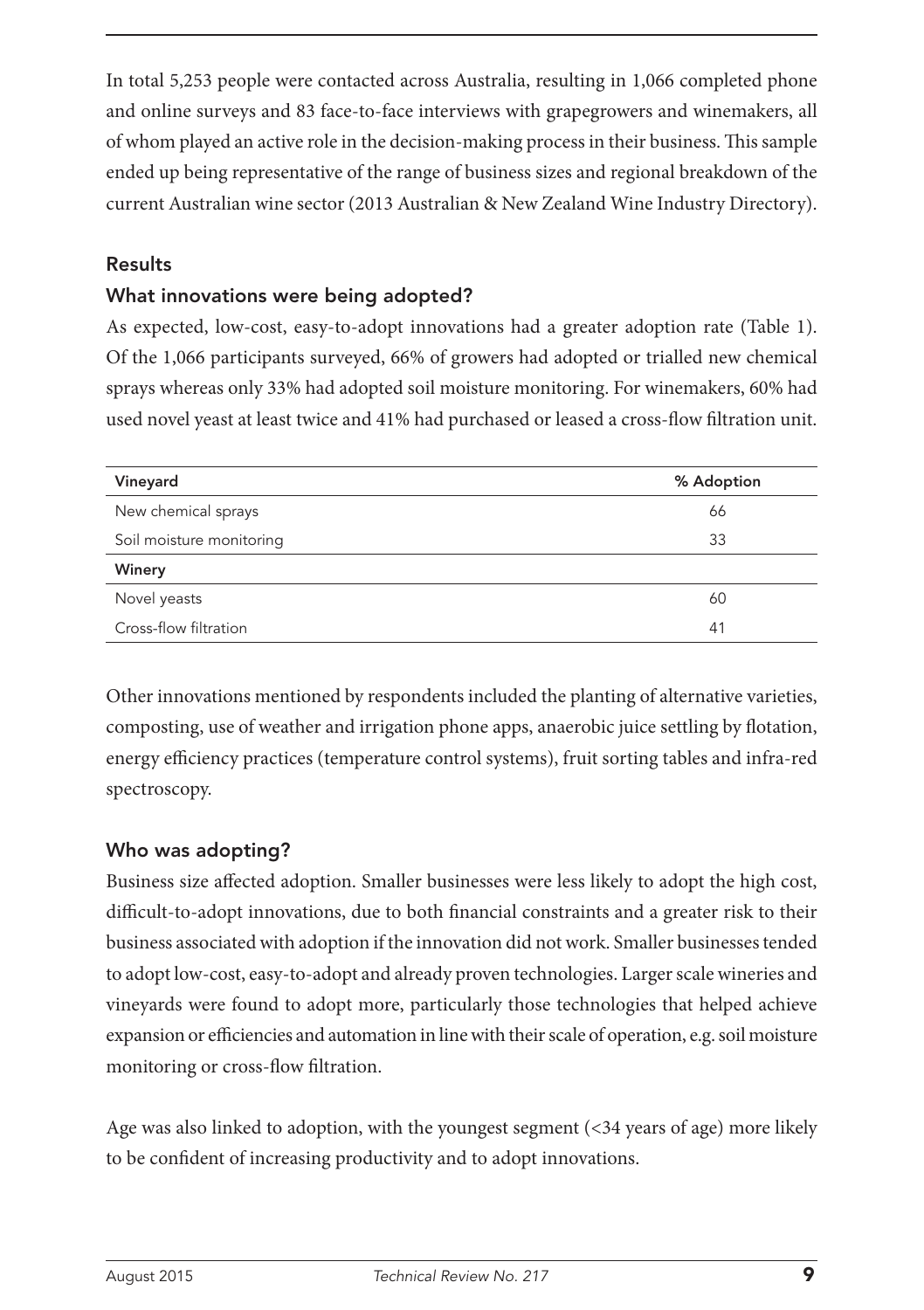In total 5,253 people were contacted across Australia, resulting in 1,066 completed phone and online surveys and 83 face-to-face interviews with grapegrowers and winemakers, all of whom played an active role in the decision-making process in their business. This sample ended up being representative of the range of business sizes and regional breakdown of the current Australian wine sector (2013 Australian & New Zealand Wine Industry Directory).

## Results

### What innovations were being adopted?

As expected, low-cost, easy-to-adopt innovations had a greater adoption rate (Table 1). Of the 1,066 participants surveyed, 66% of growers had adopted or trialled new chemical sprays whereas only 33% had adopted soil moisture monitoring. For winemakers, 60% had used novel yeast at least twice and 41% had purchased or leased a cross-flow filtration unit.

| Vineyard | % Adoption |
|---|---|
| New chemical sprays | 66 |
| Soil moisture monitoring | 33 |
| **Winery** | |
| Novel yeasts | 60 |
| Cross-flow filtration | 41 |

Other innovations mentioned by respondents included the planting of alternative varieties, composting, use of weather and irrigation phone apps, anaerobic juice settling by flotation, energy efficiency practices (temperature control systems), fruit sorting tables and infra-red spectroscopy.

### Who was adopting?

Business size affected adoption. Smaller businesses were less likely to adopt the high cost, difficult-to-adopt innovations, due to both financial constraints and a greater risk to their business associated with adoption if the innovation did not work. Smaller businesses tended to adopt low-cost, easy-to-adopt and already proven technologies. Larger scale wineries and vineyards were found to adopt more, particularly those technologies that helped achieve expansion or efficiencies and automation in line with their scale of operation, e.g. soil moisture monitoring or cross-flow filtration.

Age was also linked to adoption, with the youngest segment (<34 years of age) more likely to be confident of increasing productivity and to adopt innovations.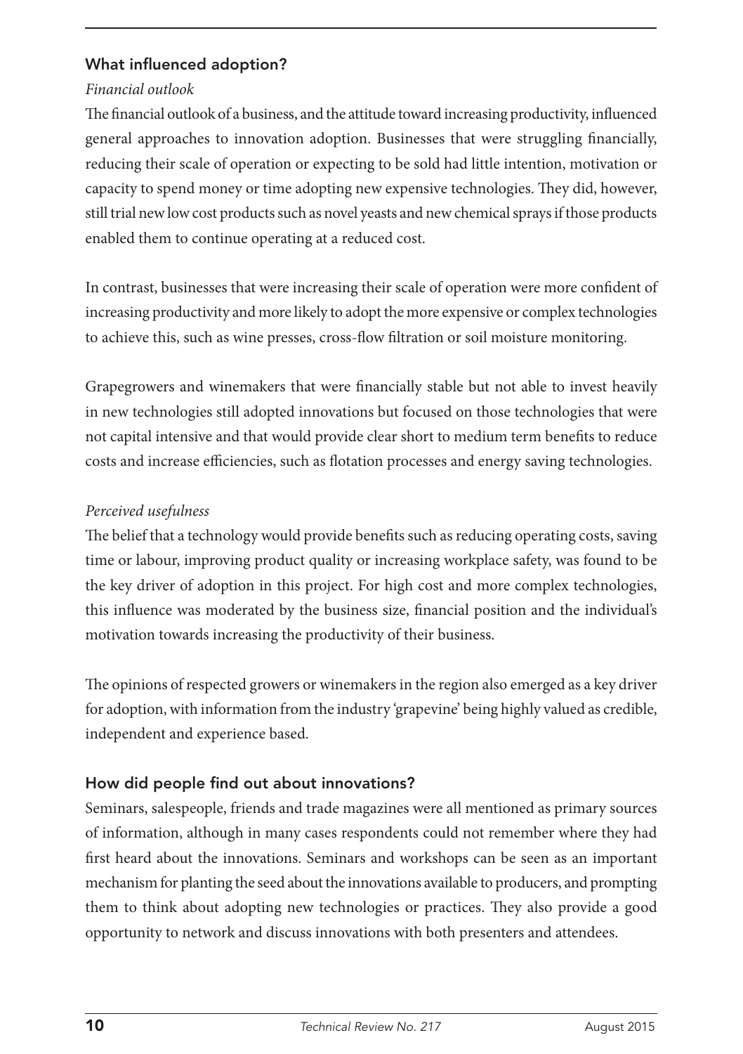## What influenced adoption?

*Financial outlook*

The financial outlook of a business, and the attitude toward increasing productivity, influenced general approaches to innovation adoption. Businesses that were struggling financially, reducing their scale of operation or expecting to be sold had little intention, motivation or capacity to spend money or time adopting new expensive technologies. They did, however, still trial new low cost products such as novel yeasts and new chemical sprays if those products enabled them to continue operating at a reduced cost.

In contrast, businesses that were increasing their scale of operation were more confident of increasing productivity and more likely to adopt the more expensive or complex technologies to achieve this, such as wine presses, cross-flow filtration or soil moisture monitoring.

Grapegrowers and winemakers that were financially stable but not able to invest heavily in new technologies still adopted innovations but focused on those technologies that were not capital intensive and that would provide clear short to medium term benefits to reduce costs and increase efficiencies, such as flotation processes and energy saving technologies.

*Perceived usefulness*

The belief that a technology would provide benefits such as reducing operating costs, saving time or labour, improving product quality or increasing workplace safety, was found to be the key driver of adoption in this project. For high cost and more complex technologies, this influence was moderated by the business size, financial position and the individual's motivation towards increasing the productivity of their business.

The opinions of respected growers or winemakers in the region also emerged as a key driver for adoption, with information from the industry 'grapevine' being highly valued as credible, independent and experience based.

## How did people find out about innovations?

Seminars, salespeople, friends and trade magazines were all mentioned as primary sources of information, although in many cases respondents could not remember where they had first heard about the innovations. Seminars and workshops can be seen as an important mechanism for planting the seed about the innovations available to producers, and prompting them to think about adopting new technologies or practices. They also provide a good opportunity to network and discuss innovations with both presenters and attendees.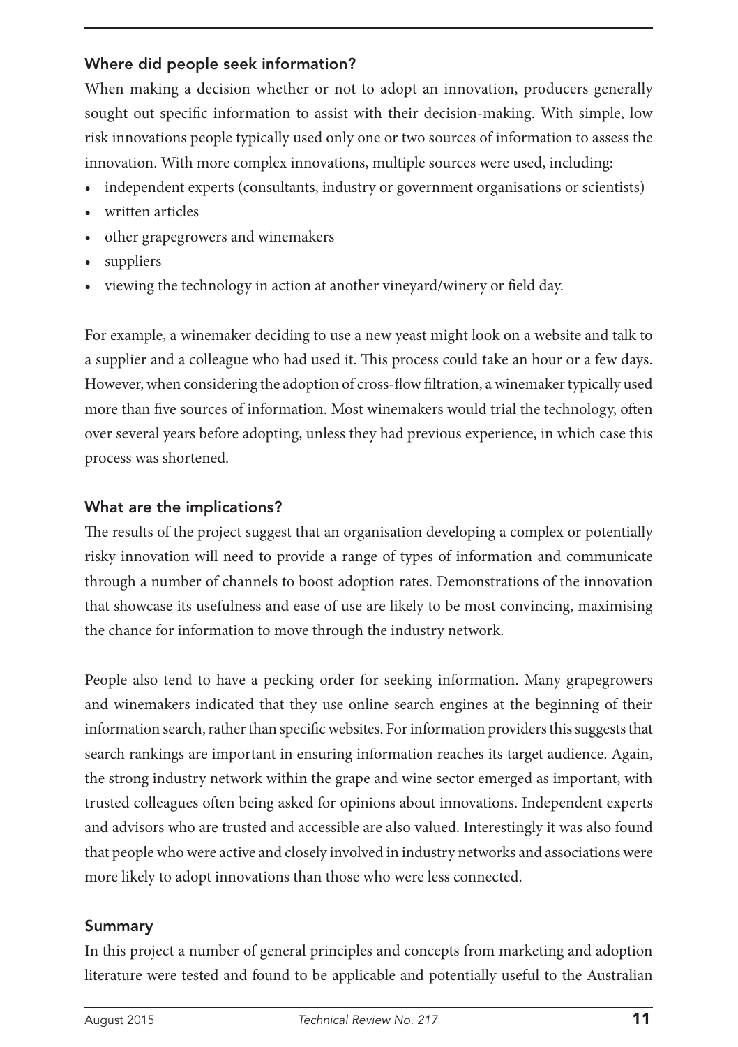### Where did people seek information?

When making a decision whether or not to adopt an innovation, producers generally sought out specific information to assist with their decision-making. With simple, low risk innovations people typically used only one or two sources of information to assess the innovation. With more complex innovations, multiple sources were used, including:

- independent experts (consultants, industry or government organisations or scientists)
- written articles
- other grapegrowers and winemakers
- suppliers
- viewing the technology in action at another vineyard/winery or field day.

For example, a winemaker deciding to use a new yeast might look on a website and talk to a supplier and a colleague who had used it. This process could take an hour or a few days. However, when considering the adoption of cross-flow filtration, a winemaker typically used more than five sources of information. Most winemakers would trial the technology, often over several years before adopting, unless they had previous experience, in which case this process was shortened.

### What are the implications?

The results of the project suggest that an organisation developing a complex or potentially risky innovation will need to provide a range of types of information and communicate through a number of channels to boost adoption rates. Demonstrations of the innovation that showcase its usefulness and ease of use are likely to be most convincing, maximising the chance for information to move through the industry network.

People also tend to have a pecking order for seeking information. Many grapegrowers and winemakers indicated that they use online search engines at the beginning of their information search, rather than specific websites. For information providers this suggests that search rankings are important in ensuring information reaches its target audience. Again, the strong industry network within the grape and wine sector emerged as important, with trusted colleagues often being asked for opinions about innovations. Independent experts and advisors who are trusted and accessible are also valued. Interestingly it was also found that people who were active and closely involved in industry networks and associations were more likely to adopt innovations than those who were less connected.

### Summary

In this project a number of general principles and concepts from marketing and adoption literature were tested and found to be applicable and potentially useful to the Australian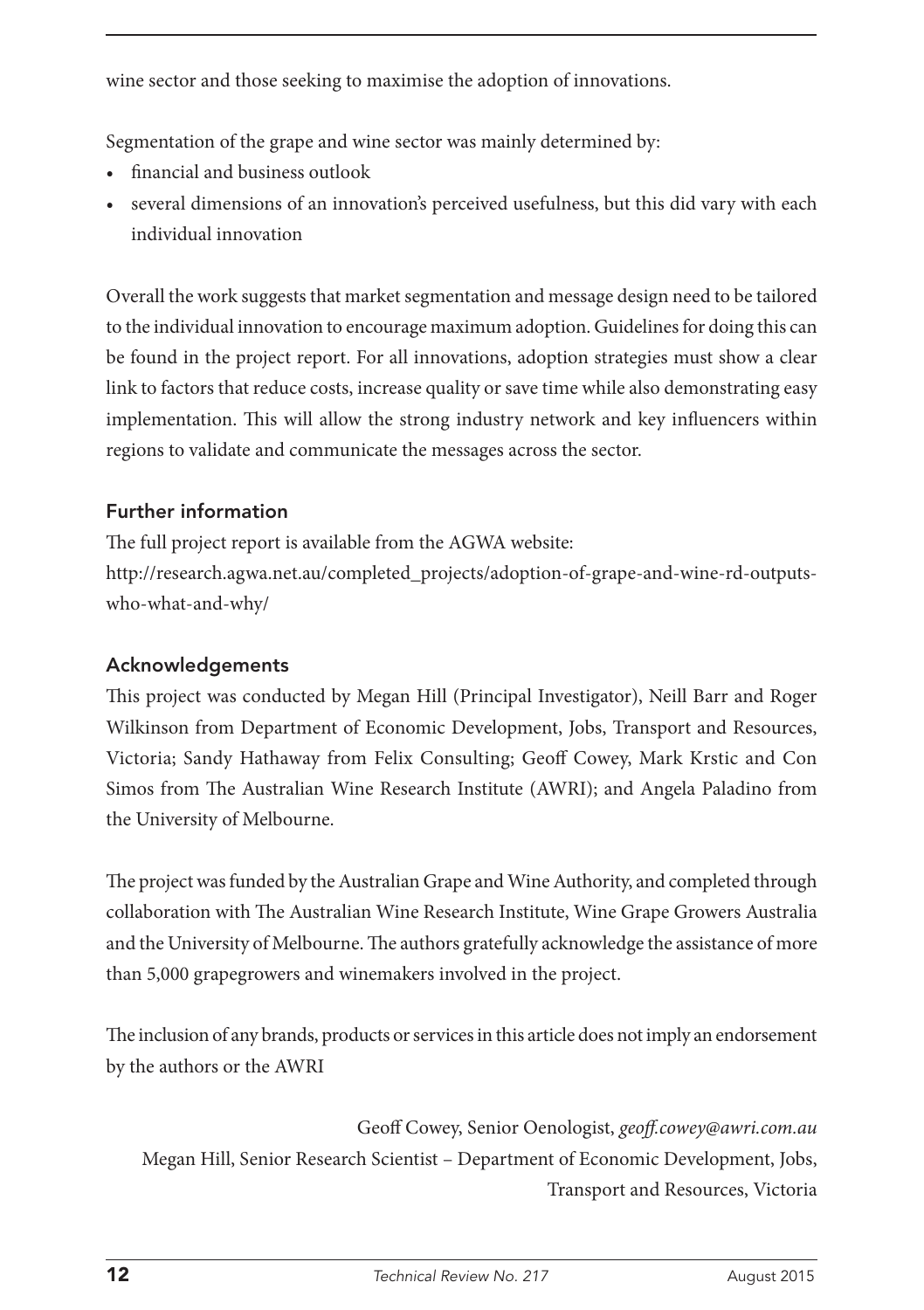wine sector and those seeking to maximise the adoption of innovations.

Segmentation of the grape and wine sector was mainly determined by:

- financial and business outlook
- several dimensions of an innovation's perceived usefulness, but this did vary with each individual innovation

Overall the work suggests that market segmentation and message design need to be tailored to the individual innovation to encourage maximum adoption. Guidelines for doing this can be found in the project report. For all innovations, adoption strategies must show a clear link to factors that reduce costs, increase quality or save time while also demonstrating easy implementation. This will allow the strong industry network and key influencers within regions to validate and communicate the messages across the sector.

## Further information

The full project report is available from the AGWA website:
http://research.agwa.net.au/completed_projects/adoption-of-grape-and-wine-rd-outputs-who-what-and-why/

## Acknowledgements

This project was conducted by Megan Hill (Principal Investigator), Neill Barr and Roger Wilkinson from Department of Economic Development, Jobs, Transport and Resources, Victoria; Sandy Hathaway from Felix Consulting; Geoff Cowey, Mark Krstic and Con Simos from The Australian Wine Research Institute (AWRI); and Angela Paladino from the University of Melbourne.

The project was funded by the Australian Grape and Wine Authority, and completed through collaboration with The Australian Wine Research Institute, Wine Grape Growers Australia and the University of Melbourne. The authors gratefully acknowledge the assistance of more than 5,000 grapegrowers and winemakers involved in the project.

The inclusion of any brands, products or services in this article does not imply an endorsement by the authors or the AWRI

Geoff Cowey, Senior Oenologist, *geoff.cowey@awri.com.au*
Megan Hill, Senior Research Scientist – Department of Economic Development, Jobs, Transport and Resources, Victoria